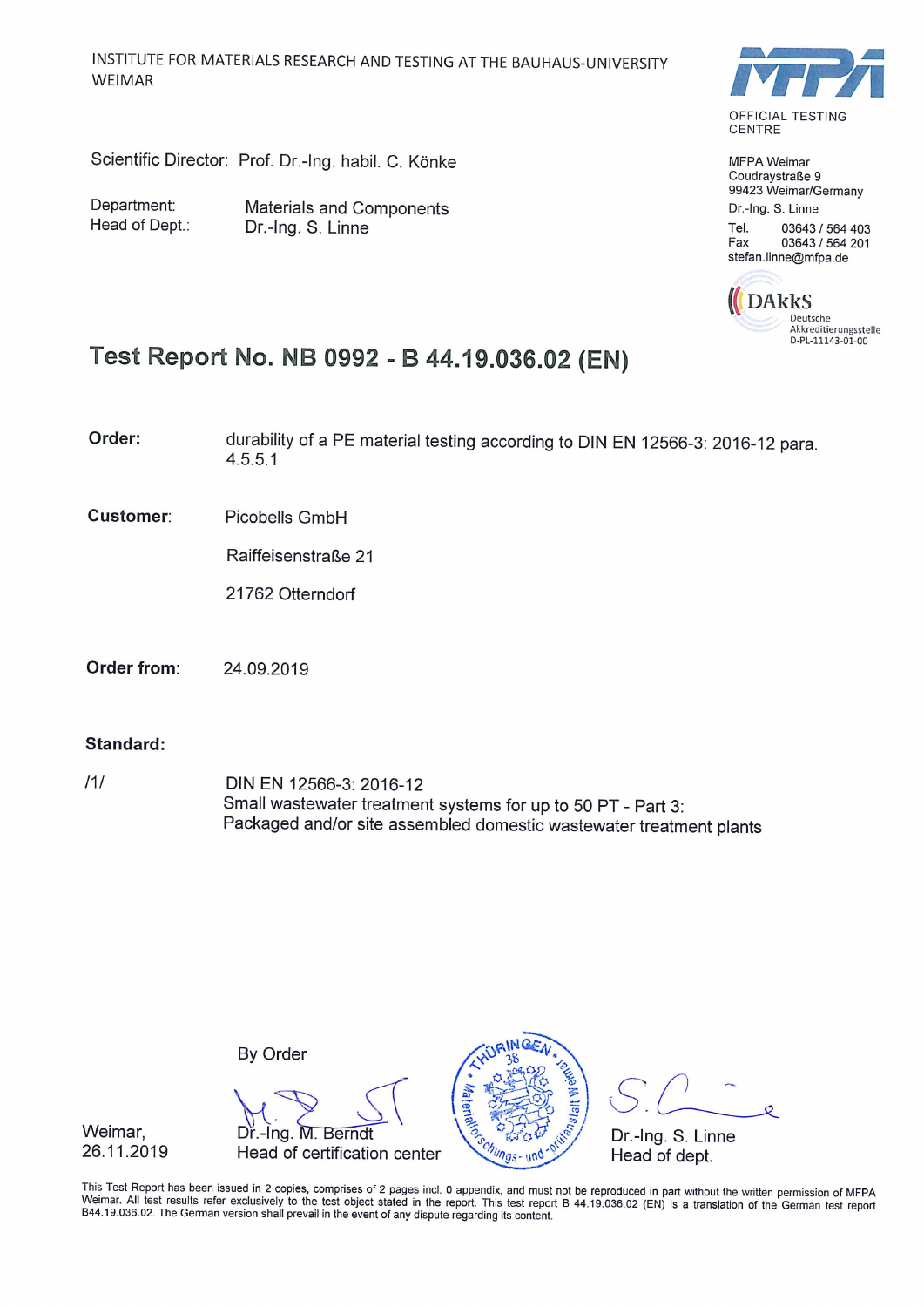INSTITUTE FOR MATERIALS RESEARCH AND TESTING AT THE BAUHAUS-UNIVERSITY WEIMAR

MFPA

OFFICIAL TESTING CENTRE

Scientific Director: Prof. Dr.-Ing. habil. C. Könke

Department: Materials and Components
Head of Dept.: Dr.-Ing. S. Linne

MFPA Weimar
Coudraystraße 9
99423 Weimar/Germany
Dr.-Ing. S. Linne
Tel. 03643 / 564 403
Fax 03643 / 564 201
stefan.linne@mfpa.de

DAkkS
Deutsche Akkreditierungsstelle
D-PL-11143-01-00

# Test Report No. NB 0992 - B 44.19.036.02 (EN)

**Order:** durability of a PE material testing according to DIN EN 12566-3: 2016-12 para. 4.5.5.1

**Customer:** Picobells GmbH

Raiffeisenstraße 21

21762 Otterndorf

**Order from:** 24.09.2019

**Standard:**

/1/ DIN EN 12566-3: 2016-12
Small wastewater treatment systems for up to 50 PT - Part 3:
Packaged and/or site assembled domestic wastewater treatment plants

By Order

Weimar,
26.11.2019

Dr.-Ing. M. Berndt
Head of certification center

Dr.-Ing. S. Linne
Head of dept.

This Test Report has been issued in 2 copies, comprises of 2 pages incl. 0 appendix, and must not be reproduced in part without the written permission of MFPA Weimar. All test results refer exclusively to the test object stated in the report. This test report B 44.19.036.02 (EN) is a translation of the German test report B44.19.036.02. The German version shall prevail in the event of any dispute regarding its content.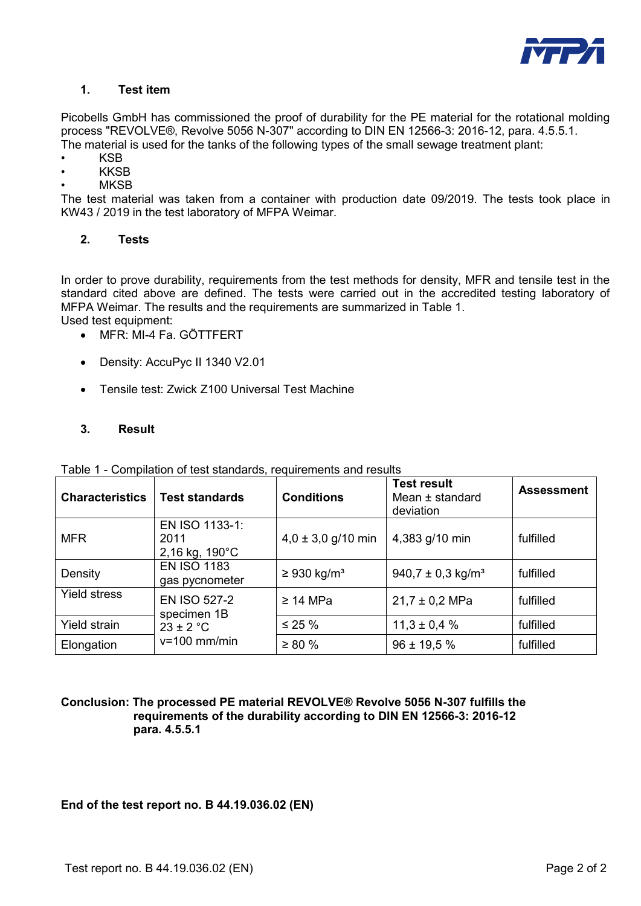## 1. Test item

Picobells GmbH has commissioned the proof of durability for the PE material for the rotational molding process "REVOLVE®, Revolve 5056 N-307" according to DIN EN 12566-3: 2016-12, para. 4.5.5.1.
The material is used for the tanks of the following types of the small sewage treatment plant:

- KSB
- KKSB
- MKSB

The test material was taken from a container with production date 09/2019. The tests took place in KW43 / 2019 in the test laboratory of MFPA Weimar.

## 2. Tests

In order to prove durability, requirements from the test methods for density, MFR and tensile test in the standard cited above are defined. The tests were carried out in the accredited testing laboratory of MFPA Weimar. The results and the requirements are summarized in Table 1.
Used test equipment:

- MFR: MI-4 Fa. GÖTTFERT
- Density: AccuPyc II 1340 V2.01
- Tensile test: Zwick Z100 Universal Test Machine

## 3. Result

Table 1 - Compilation of test standards, requirements and results

| Characteristics | Test standards | Conditions | Test result Mean ± standard deviation | Assessment |
|---|---|---|---|---|
| MFR | EN ISO 1133-1: 2011 2,16 kg, 190°C | 4,0 ± 3,0 g/10 min | 4,383 g/10 min | fulfilled |
| Density | EN ISO 1183 gas pycnometer | ≥ 930 kg/m³ | 940,7 ± 0,3 kg/m³ | fulfilled |
| Yield stress | EN ISO 527-2 specimen 1B 23 ± 2 °C v=100 mm/min | ≥ 14 MPa | 21,7 ± 0,2 MPa | fulfilled |
| Yield strain | | ≤ 25 % | 11,3 ± 0,4 % | fulfilled |
| Elongation | | ≥ 80 % | 96 ± 19,5 % | fulfilled |

**Conclusion: The processed PE material REVOLVE® Revolve 5056 N-307 fulfills the requirements of the durability according to DIN EN 12566-3: 2016-12 para. 4.5.5.1**

**End of the test report no. B 44.19.036.02 (EN)**